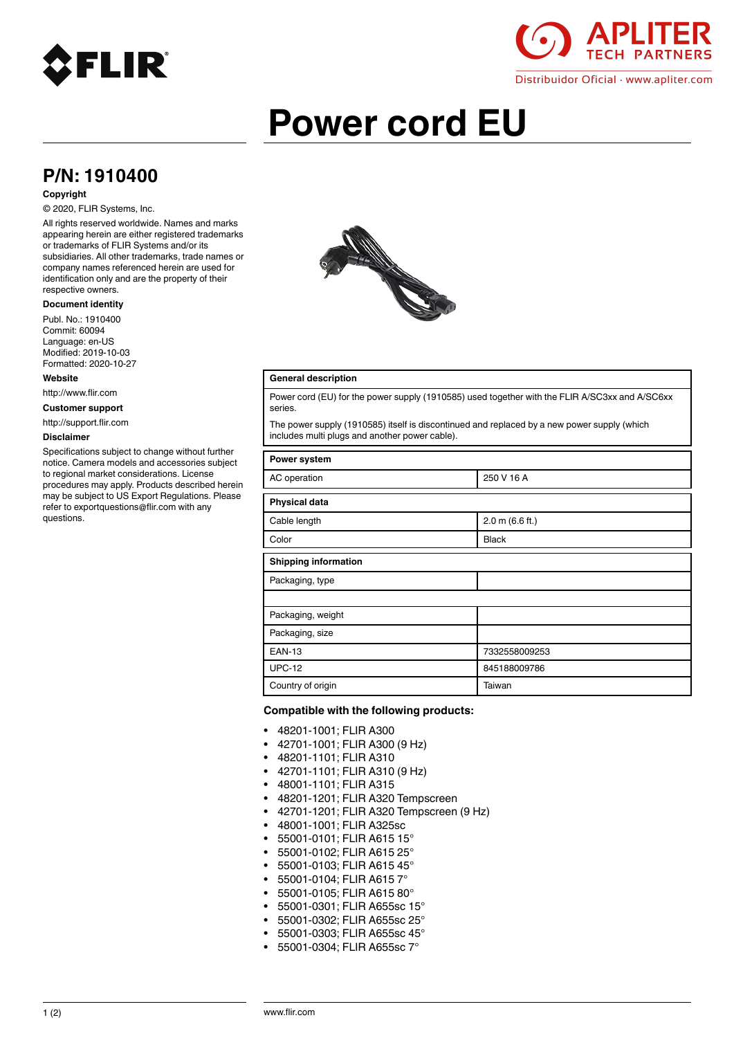# Power cord EU

## P/N: 1910400

**Copyright**

© 2020, FLIR Systems, Inc.

All rights reserved worldwide. Names and marks appearing herein are either registered trademarks or trademarks of FLIR Systems and/or its subsidiaries. All other trademarks, trade names or company names referenced herein are used for identification only and are the property of their respective owners.

**Document identity**

Publ. No.: 1910400
Commit: 60094
Language: en-US
Modified: 2019-10-03
Formatted: 2020-10-27

**Website**

http://www.flir.com

**Customer support**

http://support.flir.com

**Disclaimer**

Specifications subject to change without further notice. Camera models and accessories subject to regional market considerations. License procedures may apply. Products described herein may be subject to US Export Regulations. Please refer to exportquestions@flir.com with any questions.

| General description |
| --- |
| Power cord (EU) for the power supply (1910585) used together with the FLIR A/SC3xx and A/SC6xx series. The power supply (1910585) itself is discontinued and replaced by a new power supply (which includes multi plugs and another power cable). |

| Power system | |
| --- | --- |
| AC operation | 250 V 16 A |

| Physical data | |
| --- | --- |
| Cable length | 2.0 m (6.6 ft.) |
| Color | Black |

| Shipping information | |
| --- | --- |
| Packaging, type | |
| | |
| Packaging, weight | |
| Packaging, size | |
| EAN-13 | 7332558009253 |
| UPC-12 | 845188009786 |
| Country of origin | Taiwan |

**Compatible with the following products:**

- 48201-1001; FLIR A300
- 42701-1001; FLIR A300 (9 Hz)
- 48201-1101; FLIR A310
- 42701-1101; FLIR A310 (9 Hz)
- 48001-1101; FLIR A315
- 48201-1201; FLIR A320 Tempscreen
- 42701-1201; FLIR A320 Tempscreen (9 Hz)
- 48001-1001; FLIR A325sc
- 55001-0101; FLIR A615 15°
- 55001-0102; FLIR A615 25°
- 55001-0103; FLIR A615 45°
- 55001-0104; FLIR A615 7°
- 55001-0105; FLIR A615 80°
- 55001-0301; FLIR A655sc 15°
- 55001-0302; FLIR A655sc 25°
- 55001-0303; FLIR A655sc 45°
- 55001-0304; FLIR A655sc 7°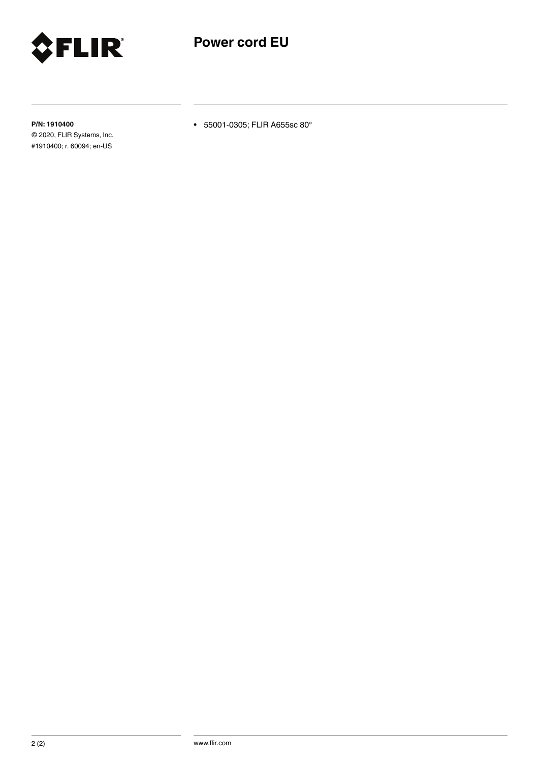# Power cord EU

**P/N: 1910400**
© 2020, FLIR Systems, Inc.
#1910400; r. 60094; en-US

- 55001-0305; FLIR A655sc 80°

www.flir.com